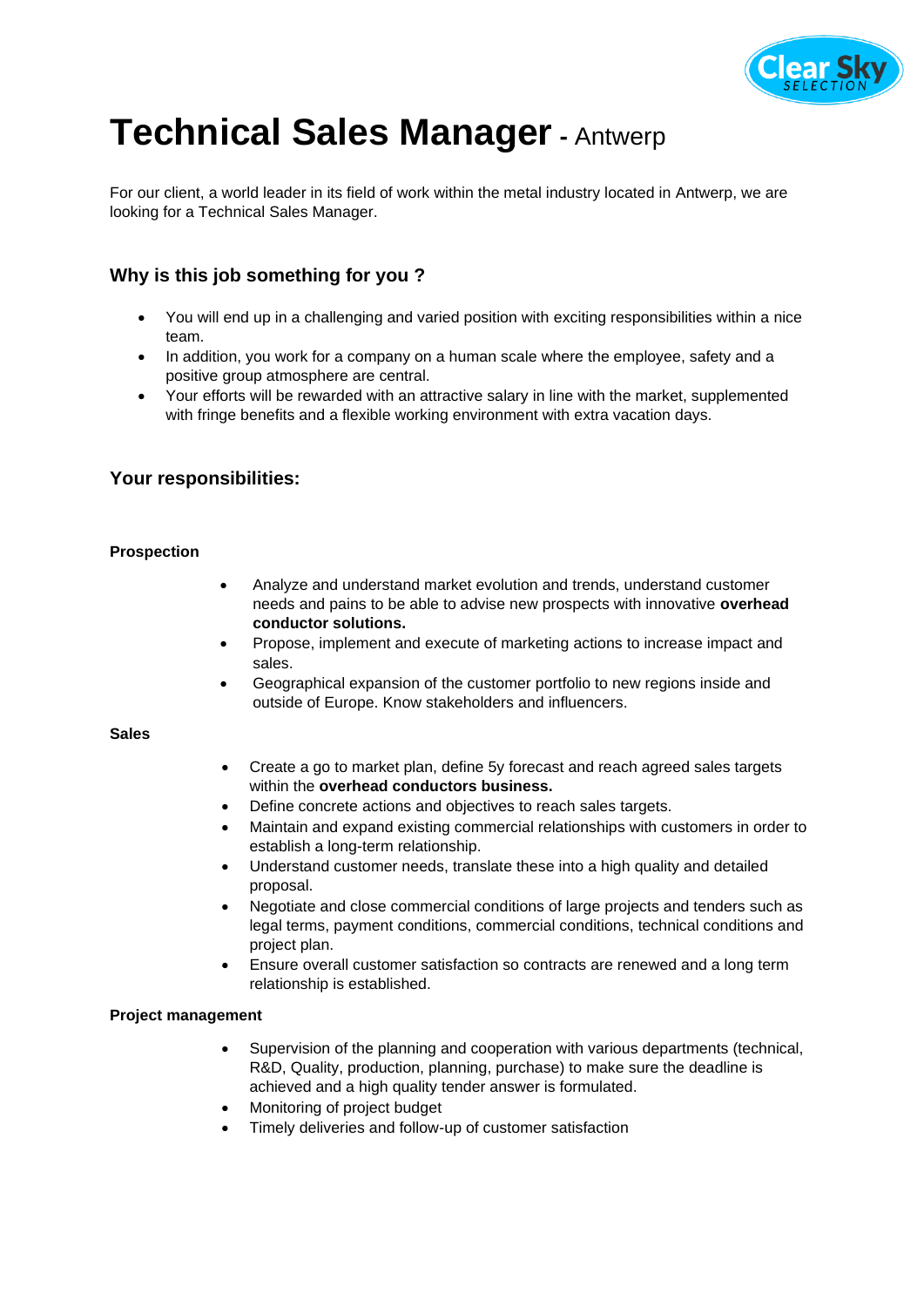# Technical Sales Manager - Antwerp

For our client, a world leader in its field of work within the metal industry located in Antwerp, we are looking for a Technical Sales Manager.

## Why is this job something for you ?

- You will end up in a challenging and varied position with exciting responsibilities within a nice team.
- In addition, you work for a company on a human scale where the employee, safety and a positive group atmosphere are central.
- Your efforts will be rewarded with an attractive salary in line with the market, supplemented with fringe benefits and a flexible working environment with extra vacation days.

## Your responsibilities:

**Prospection**

- Analyze and understand market evolution and trends, understand customer needs and pains to be able to advise new prospects with innovative **overhead conductor solutions.**
- Propose, implement and execute of marketing actions to increase impact and sales.
- Geographical expansion of the customer portfolio to new regions inside and outside of Europe. Know stakeholders and influencers.

**Sales**

- Create a go to market plan, define 5y forecast and reach agreed sales targets within the **overhead conductors business.**
- Define concrete actions and objectives to reach sales targets.
- Maintain and expand existing commercial relationships with customers in order to establish a long-term relationship.
- Understand customer needs, translate these into a high quality and detailed proposal.
- Negotiate and close commercial conditions of large projects and tenders such as legal terms, payment conditions, commercial conditions, technical conditions and project plan.
- Ensure overall customer satisfaction so contracts are renewed and a long term relationship is established.

**Project management**

- Supervision of the planning and cooperation with various departments (technical, R&D, Quality, production, planning, purchase) to make sure the deadline is achieved and a high quality tender answer is formulated.
- Monitoring of project budget
- Timely deliveries and follow-up of customer satisfaction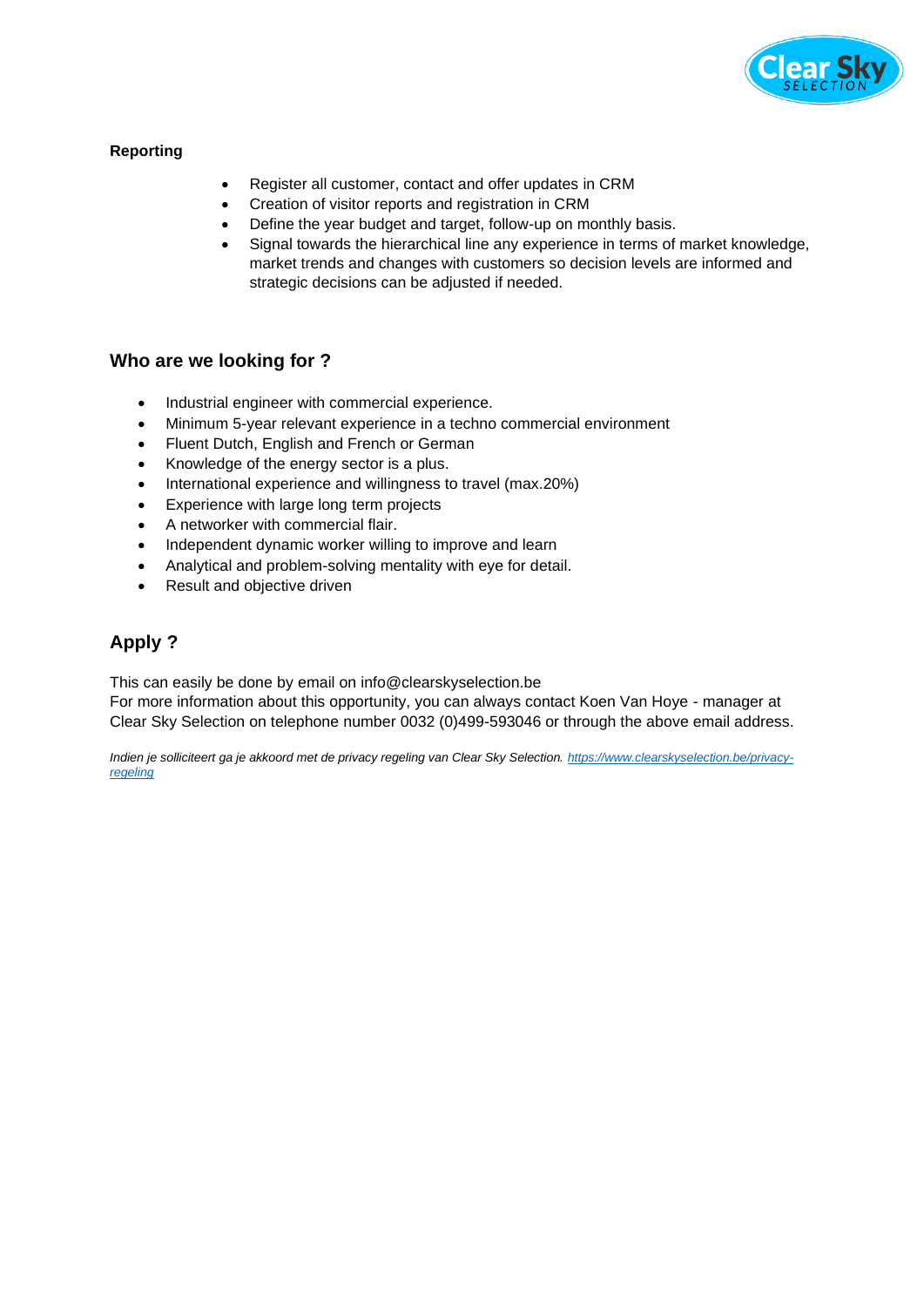**Reporting**

- Register all customer, contact and offer updates in CRM
- Creation of visitor reports and registration in CRM
- Define the year budget and target, follow-up on monthly basis.
- Signal towards the hierarchical line any experience in terms of market knowledge, market trends and changes with customers so decision levels are informed and strategic decisions can be adjusted if needed.

## Who are we looking for ?

- Industrial engineer with commercial experience.
- Minimum 5-year relevant experience in a techno commercial environment
- Fluent Dutch, English and French or German
- Knowledge of the energy sector is a plus.
- International experience and willingness to travel (max.20%)
- Experience with large long term projects
- A networker with commercial flair.
- Independent dynamic worker willing to improve and learn
- Analytical and problem-solving mentality with eye for detail.
- Result and objective driven

## Apply ?

This can easily be done by email on info@clearskyselection.be
For more information about this opportunity, you can always contact Koen Van Hoye - manager at Clear Sky Selection on telephone number 0032 (0)499-593046 or through the above email address.

*Indien je solliciteert ga je akkoord met de privacy regeling van Clear Sky Selection. [https://www.clearskyselection.be/privacy-regeling](https://www.clearskyselection.be/privacy-regeling)*